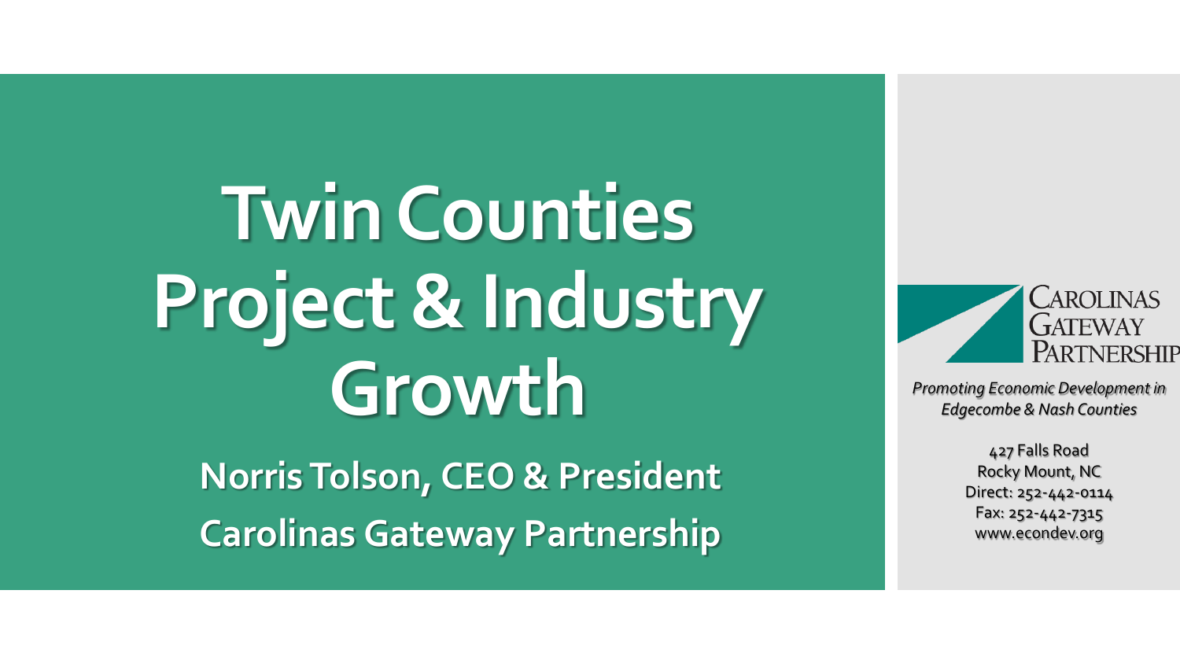# Twin Counties Project & Industry Growth

**Norris Tolson, CEO & President**

**Carolinas Gateway Partnership**

CAROLINAS GATEWAY PARTNERSHIP

*Promoting Economic Development in Edgecombe & Nash Counties*

427 Falls Road
Rocky Mount, NC
Direct: 252-442-0114
Fax: 252-442-7315
www.econdev.org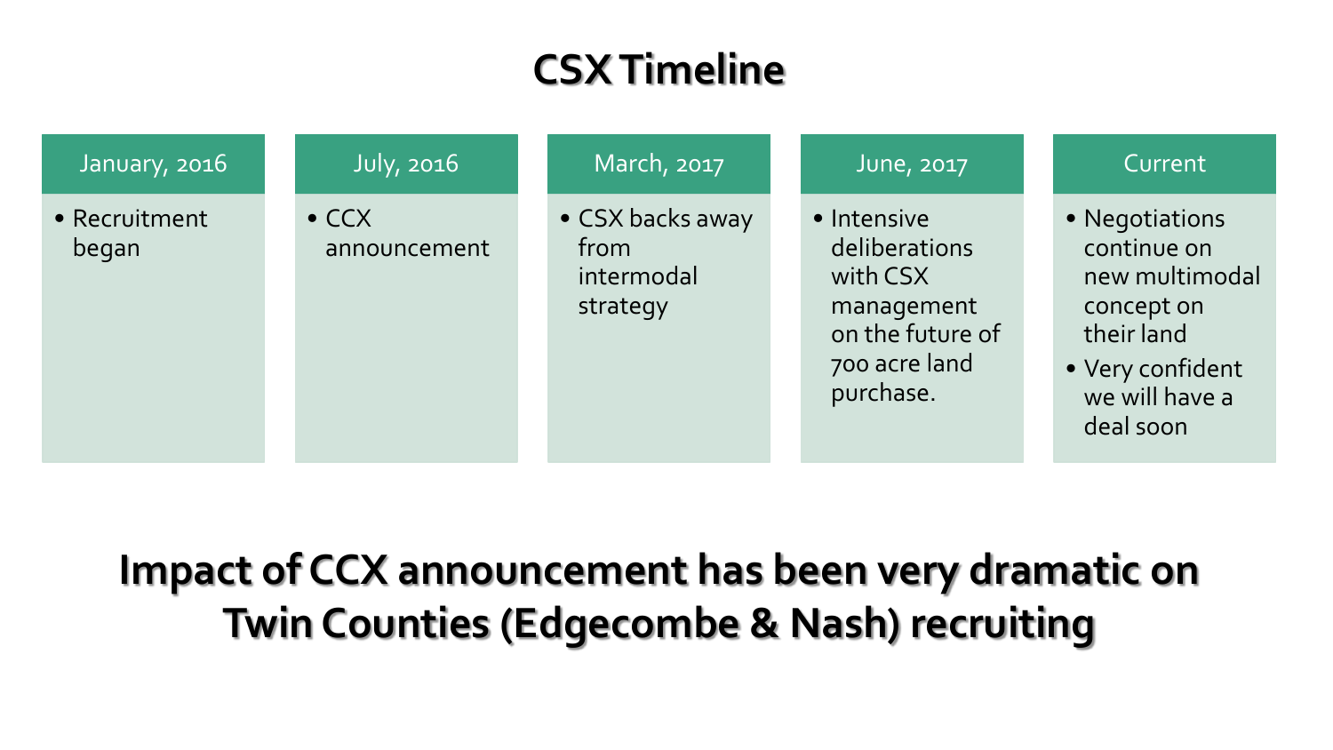# CSX Timeline

| January, 2016 | July, 2016 | March, 2017 | June, 2017 | Current |
| --- | --- | --- | --- | --- |
| • Recruitment began | • CCX announcement | • CSX backs away from intermodal strategy | • Intensive deliberations with CSX management on the future of 700 acre land purchase. | • Negotiations continue on new multimodal concept on their land<br>• Very confident we will have a deal soon |

**Impact of CCX announcement has been very dramatic on Twin Counties (Edgecombe & Nash) recruiting**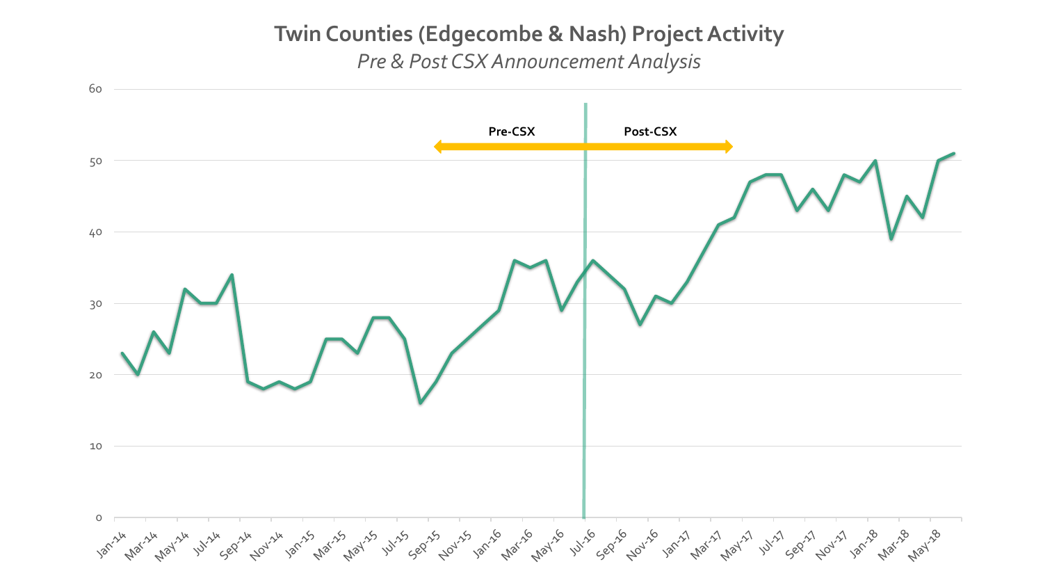# Twin Counties (Edgecombe & Nash) Project Activity

*Pre & Post CSX Announcement Analysis*

Pre-CSX

Post-CSX

60

50

40

30

20

10

0

Jan-14, Mar-14, May-14, Jul-14, Sep-14, Nov-14, Jan-15, Mar-15, May-15, Jul-15, Sep-15, Nov-15, Jan-16, Mar-16, May-16, Jul-16, Sep-16, Nov-16, Jan-17, Mar-17, May-17, Jul-17, Sep-17, Nov-17, Jan-18, Mar-18, May-18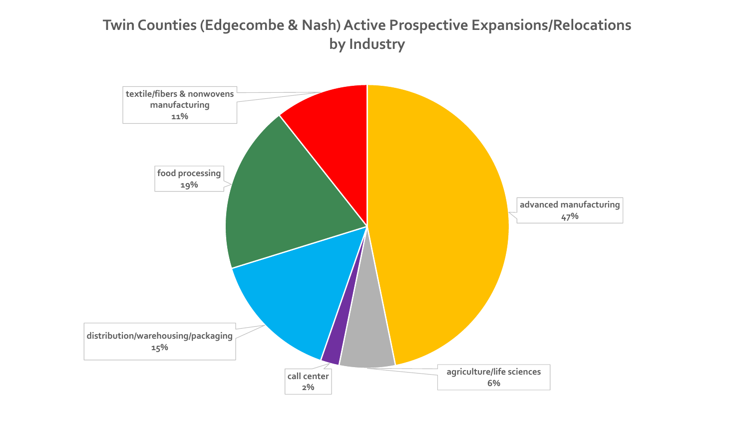# Twin Counties (Edgecombe & Nash) Active Prospective Expansions/Relocations by Industry

| Industry | Percentage |
| --- | --- |
| advanced manufacturing | 47% |
| agriculture/life sciences | 6% |
| call center | 2% |
| distribution/warehousing/packaging | 15% |
| food processing | 19% |
| textile/fibers & nonwovens manufacturing | 11% |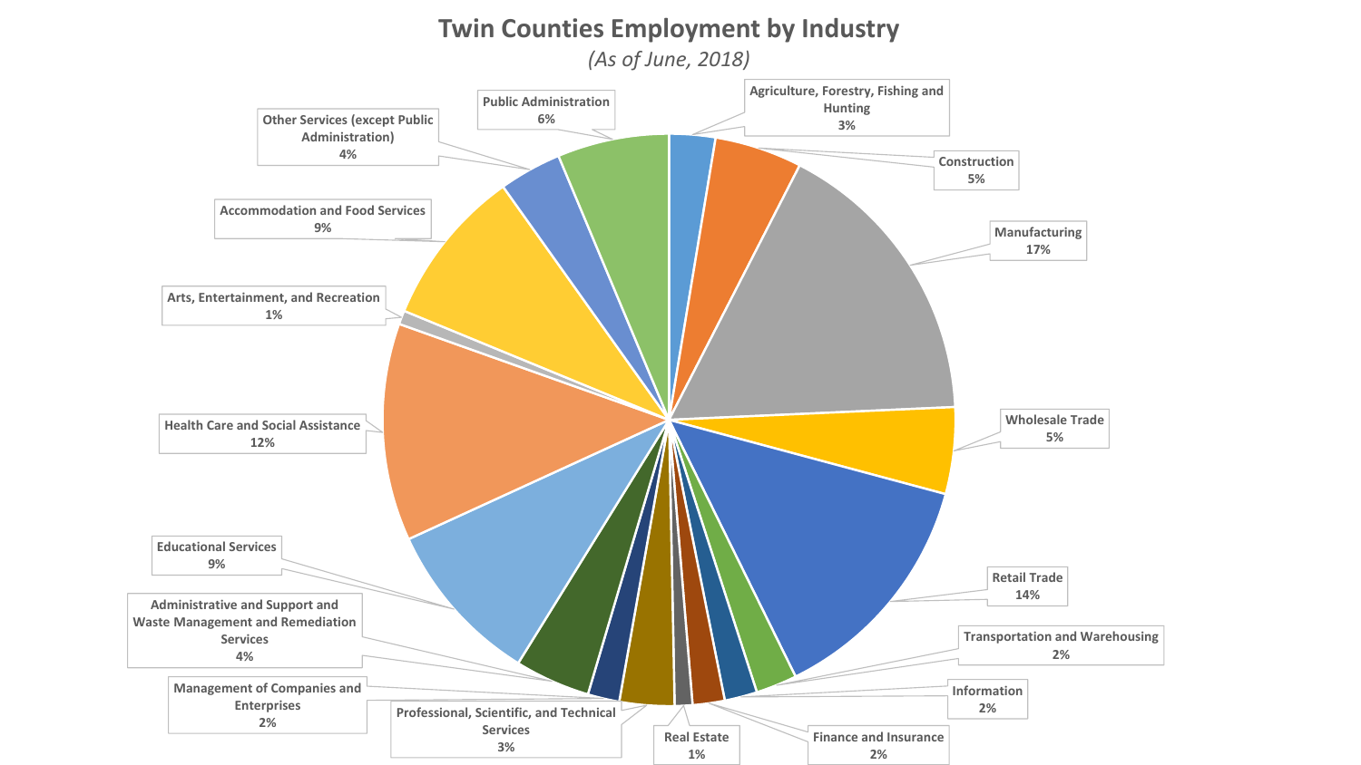# Twin Counties Employment by Industry

*(As of June, 2018)*

Agriculture, Forestry, Fishing and Hunting
3%

Construction
5%

Manufacturing
17%

Wholesale Trade
5%

Retail Trade
14%

Transportation and Warehousing
2%

Information
2%

Finance and Insurance
2%

Real Estate
1%

Professional, Scientific, and Technical Services
3%

Management of Companies and Enterprises
2%

Administrative and Support and Waste Management and Remediation Services
4%

Educational Services
9%

Health Care and Social Assistance
12%

Arts, Entertainment, and Recreation
1%

Accommodation and Food Services
9%

Other Services (except Public Administration)
4%

Public Administration
6%